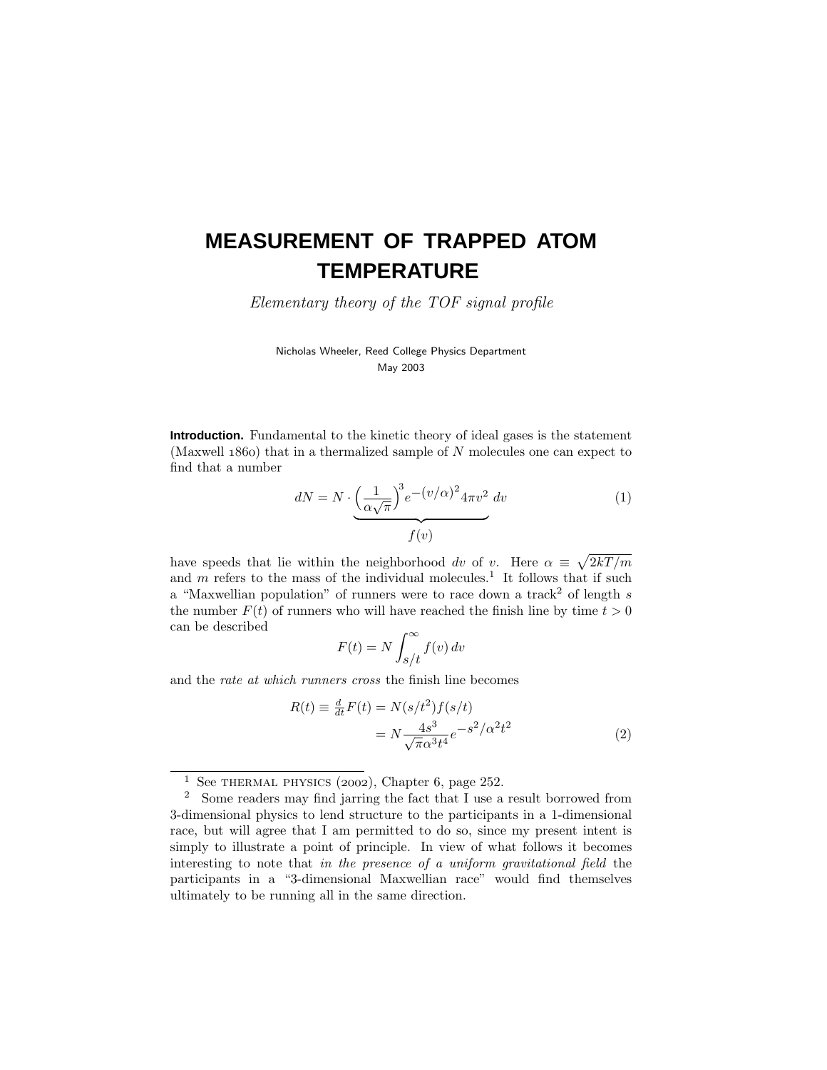# MEASUREMENT OF TRAPPED ATOM TEMPERATURE

*Elementary theory of the TOF signal profile*

Nicholas Wheeler, Reed College Physics Department
May 2003

**Introduction.** Fundamental to the kinetic theory of ideal gases is the statement (Maxwell 1860) that in a thermalized sample of $N$ molecules one can expect to find that a number

$$dN = N \cdot \underbrace{\left(\frac{1}{\alpha\sqrt{\pi}}\right)^3 e^{-(v/\alpha)^2} 4\pi v^2}_{f(v)} \, dv \tag{1}$$

have speeds that lie within the neighborhood $dv$ of $v$. Here $\alpha \equiv \sqrt{2kT/m}$ and $m$ refers to the mass of the individual molecules.[1] It follows that if such a "Maxwellian population" of runners were to race down a track[2] of length $s$ the number $F(t)$ of runners who will have reached the finish line by time $t > 0$ can be described

$$F(t) = N \int_{s/t}^{\infty} f(v)\, dv$$

and the *rate at which runners cross* the finish line becomes

$$\begin{aligned} R(t) \equiv \tfrac{d}{dt} F(t) &= N(s/t^2) f(s/t) \\ &= N \frac{4s^3}{\sqrt{\pi}\alpha^3 t^4} e^{-s^2/\alpha^2 t^2} \end{aligned} \tag{2}$$

---

[1] See THERMAL PHYSICS (2002), Chapter 6, page 252.

[2] Some readers may find jarring the fact that I use a result borrowed from 3-dimensional physics to lend structure to the participants in a 1-dimensional race, but will agree that I am permitted to do so, since my present intent is simply to illustrate a point of principle. In view of what follows it becomes interesting to note that *in the presence of a uniform gravitational field* the participants in a "3-dimensional Maxwellian race" would find themselves ultimately to be running all in the same direction.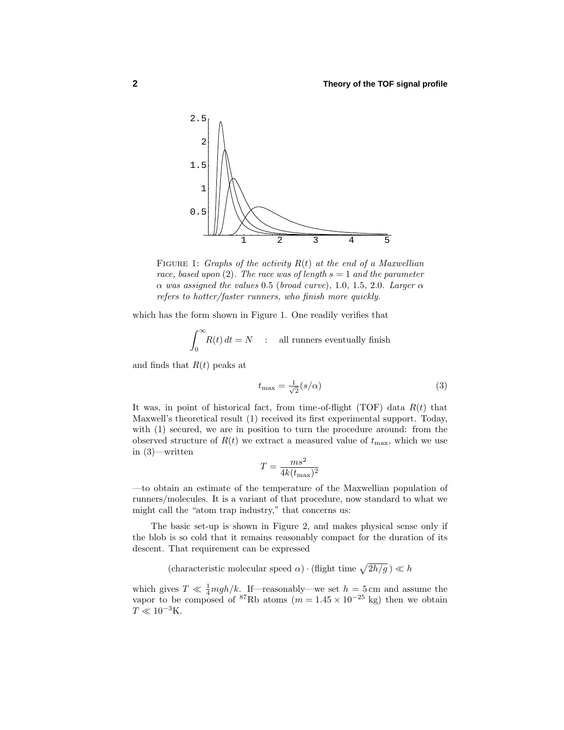FIGURE 1: *Graphs of the activity $R(t)$ at the end of a Maxwellian race, based upon (2). The race was of length $s = 1$ and the parameter $\alpha$ was assigned the values 0.5 (broad curve), 1.0, 1.5, 2.0. Larger $\alpha$ refers to hotter/faster runners, who finish more quickly.*

which has the form shown in Figure 1. One readily verifies that

$$\int_0^\infty R(t)\, dt = N \quad : \quad \text{all runners eventually finish}$$

and finds that $R(t)$ peaks at

$$t_{\text{max}} = \tfrac{1}{\sqrt{2}}(s/\alpha) \tag{3}$$

It was, in point of historical fact, from time-of-flight (TOF) data $R(t)$ that Maxwell's theoretical result (1) received its first experimental support. Today, with (1) secured, we are in position to turn the procedure around: from the observed structure of $R(t)$ we extract a measured value of $t_{\text{max}}$, which we use in (3)—written

$$T = \frac{ms^2}{4k(t_{\text{max}})^2}$$

—to obtain an estimate of the temperature of the Maxwellian population of runners/molecules. It is a variant of that procedure, now standard to what we might call the "atom trap industry," that concerns us:

The basic set-up is shown in Figure 2, and makes physical sense only if the blob is so cold that it remains reasonably compact for the duration of its descent. That requirement can be expressed

$$(\text{characteristic molecular speed } \alpha) \cdot (\text{flight time } \sqrt{2h/g}\,) \ll h$$

which gives $T \ll \frac{1}{4}mgh/k$. If—reasonably—we set $h = 5\,\text{cm}$ and assume the vapor to be composed of $^{87}$Rb atoms ($m = 1.45 \times 10^{-25}$ kg) then we obtain $T \ll 10^{-3}$K.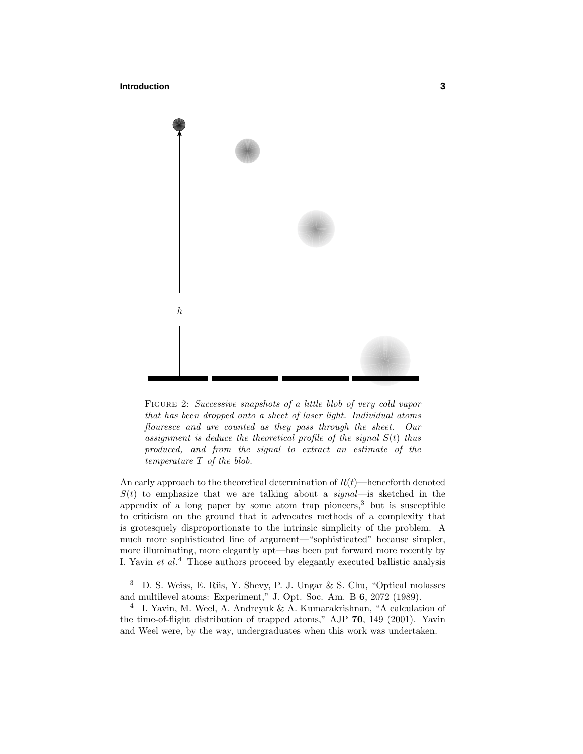FIGURE 2: *Successive snapshots of a little blob of very cold vapor that has been dropped onto a sheet of laser light. Individual atoms flouresce and are counted as they pass through the sheet. Our assignment is deduce the theoretical profile of the signal $S(t)$ thus produced, and from the signal to extract an estimate of the temperature $T$ of the blob.*

An early approach to the theoretical determination of $R(t)$—henceforth denoted $S(t)$ to emphasize that we are talking about a *signal*—is sketched in the appendix of a long paper by some atom trap pioneers,[3] but is susceptible to criticism on the ground that it advocates methods of a complexity that is grotesquely disproportionate to the intrinsic simplicity of the problem. A much more sophisticated line of argument—"sophisticated" because simpler, more illuminating, more elegantly apt—has been put forward more recently by I. Yavin *et al*.[4] Those authors proceed by elegantly executed ballistic analysis

[3] D. S. Weiss, E. Riis, Y. Shevy, P. J. Ungar & S. Chu, "Optical molasses and multilevel atoms: Experiment," J. Opt. Soc. Am. B **6**, 2072 (1989).

[4] I. Yavin, M. Weel, A. Andreyuk & A. Kumarakrishnan, "A calculation of the time-of-flight distribution of trapped atoms," AJP **70**, 149 (2001). Yavin and Weel were, by the way, undergraduates when this work was undertaken.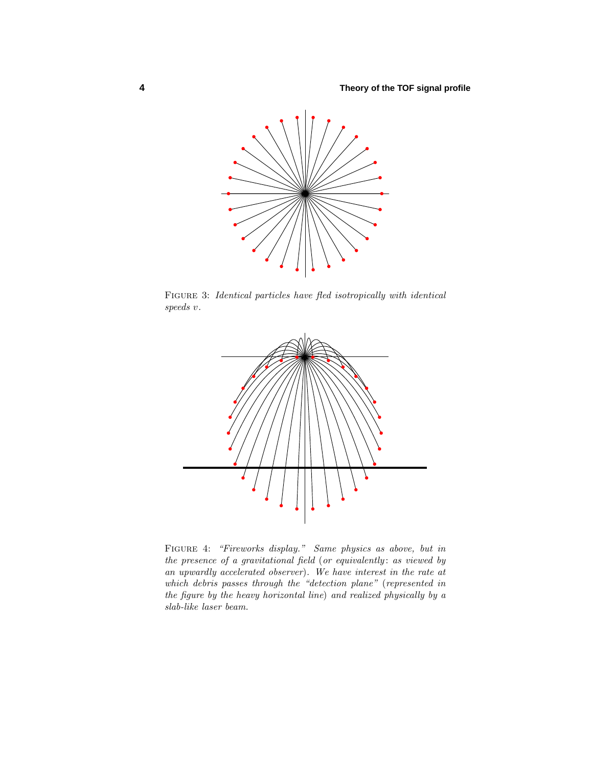Figure 3: *Identical particles have fled isotropically with identical speeds* $v$.

Figure 4: *"Fireworks display." Same physics as above, but in the presence of a gravitational field (or equivalently: as viewed by an upwardly accelerated observer). We have interest in the rate at which debris passes through the "detection plane" (represented in the figure by the heavy horizontal line) and realized physically by a slab-like laser beam.*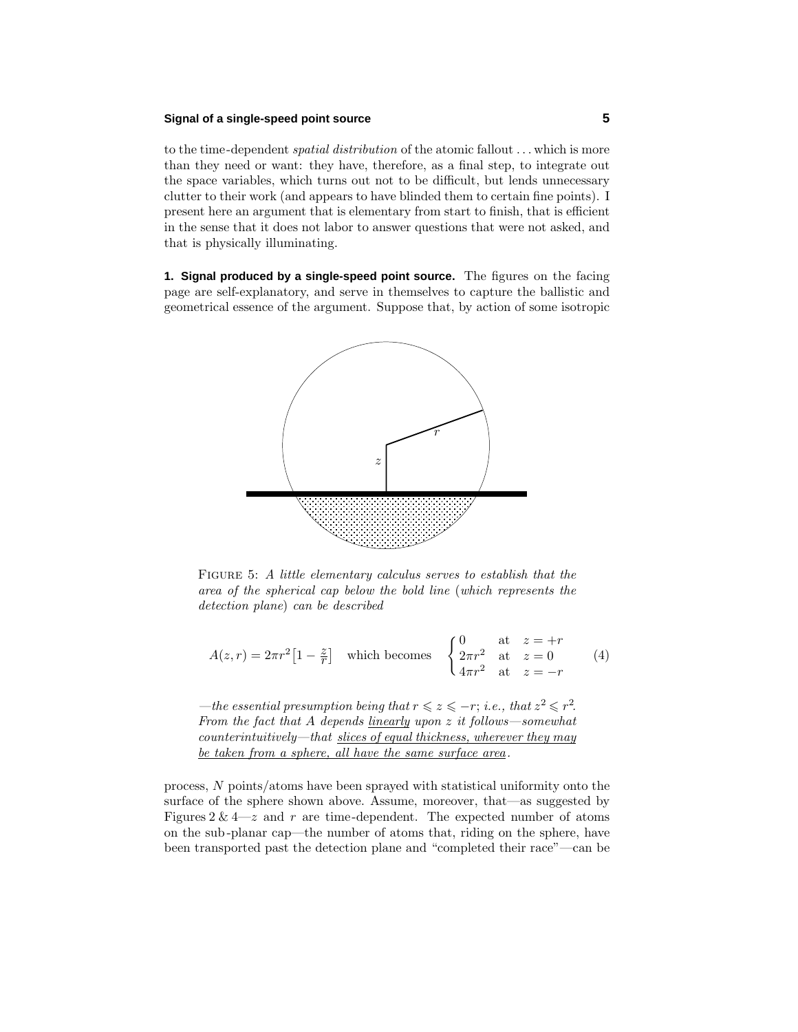to the time-dependent *spatial distribution* of the atomic fallout . . . which is more than they need or want: they have, therefore, as a final step, to integrate out the space variables, which turns out not to be difficult, but lends unnecessary clutter to their work (and appears to have blinded them to certain fine points). I present here an argument that is elementary from start to finish, that is efficient in the sense that it does not labor to answer questions that were not asked, and that is physically illuminating.

**1. Signal produced by a single-speed point source.** The figures on the facing page are self-explanatory, and serve in themselves to capture the ballistic and geometrical essence of the argument. Suppose that, by action of some isotropic process, $N$ points/atoms have been sprayed with statistical uniformity onto the surface of the sphere shown above. Assume, moreover, that—as suggested by Figures 2 & 4—$z$ and $r$ are time-dependent. The expected number of atoms on the sub-planar cap—the number of atoms that, riding on the sphere, have been transported past the detection plane and "completed their race"—can be

FIGURE 5: *A little elementary calculus serves to establish that the area of the spherical cap below the bold line (which represents the detection plane) can be described*

$$A(z,r) = 2\pi r^2\big[1 - \tfrac{z}{r}\big] \quad \text{which becomes} \quad \begin{cases} 0 & \text{at} \quad z = +r \\ 2\pi r^2 & \text{at} \quad z = 0 \\ 4\pi r^2 & \text{at} \quad z = -r \end{cases} \tag{4}$$

*—the essential presumption being that $r \leqslant z \leqslant -r$; i.e., that $z^2 \leqslant r^2$. From the fact that $A$ depends* <u>linearly</u> *upon $z$ it follows—somewhat counterintuitively—that* <u>*slices of equal thickness, wherever they may be taken from a sphere, all have the same surface area*</u>.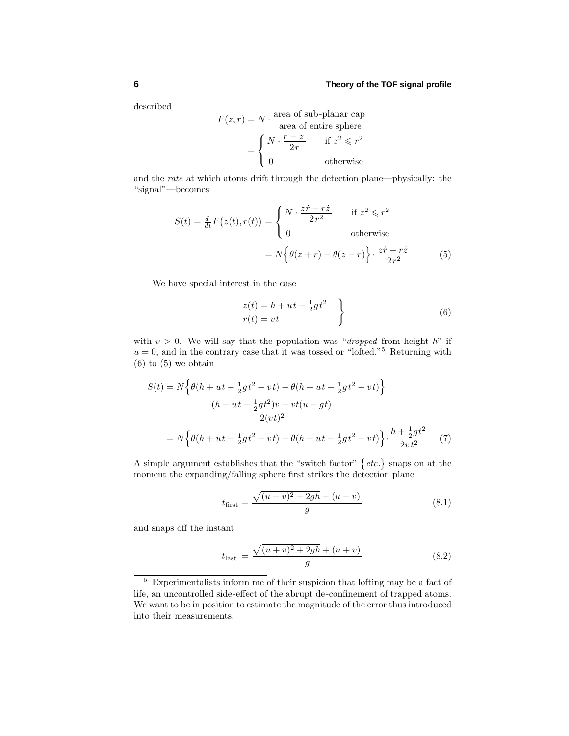described

$$F(z,r) = N \cdot \frac{\text{area of sub-planar cap}}{\text{area of entire sphere}}$$

$$= \begin{cases} N \cdot \dfrac{r-z}{2r} & \text{if } z^2 \leqslant r^2 \\ 0 & \text{otherwise} \end{cases}$$

and the *rate* at which atoms drift through the detection plane—physically: the "signal"—becomes

$$S(t) = \tfrac{d}{dt}F\big(z(t),r(t)\big) = \begin{cases} N \cdot \dfrac{z\dot{r} - r\dot{z}}{2r^2} & \text{if } z^2 \leqslant r^2 \\ 0 & \text{otherwise} \end{cases}$$

$$= N\Big\{\theta(z+r) - \theta(z-r)\Big\} \cdot \frac{z\dot{r} - r\dot{z}}{2r^2} \tag{5}$$

We have special interest in the case

$$\left.\begin{aligned} z(t) &= h + ut - \tfrac{1}{2}gt^2 \\ r(t) &= vt \end{aligned}\right\} \tag{6}$$

with $v > 0$. We will say that the population was "*dropped* from height $h$" if $u = 0$, and in the contrary case that it was tossed or "lofted."[5] Returning with (6) to (5) we obtain

$$\begin{aligned} S(t) &= N\Big\{\theta(h + ut - \tfrac{1}{2}gt^2 + vt) - \theta(h + ut - \tfrac{1}{2}gt^2 - vt)\Big\} \\ &\qquad \cdot \frac{(h + ut - \frac{1}{2}gt^2)v - vt(u - gt)}{2(vt)^2} \\ &= N\Big\{\theta(h + ut - \tfrac{1}{2}gt^2 + vt) - \theta(h + ut - \tfrac{1}{2}gt^2 - vt)\Big\} \cdot \frac{h + \frac{1}{2}gt^2}{2vt^2} \end{aligned} \tag{7}$$

A simple argument establishes that the "switch factor" $\{etc.\}$ snaps on at the moment the expanding/falling sphere first strikes the detection plane

$$t_{\text{first}} = \frac{\sqrt{(u-v)^2 + 2gh} + (u-v)}{g} \tag{8.1}$$

and snaps off the instant

$$t_{\text{last}} = \frac{\sqrt{(u+v)^2 + 2gh} + (u+v)}{g} \tag{8.2}$$

[5] Experimentalists inform me of their suspicion that lofting may be a fact of life, an uncontrolled side-effect of the abrupt de-confinement of trapped atoms. We want to be in position to estimate the magnitude of the error thus introduced into their measurements.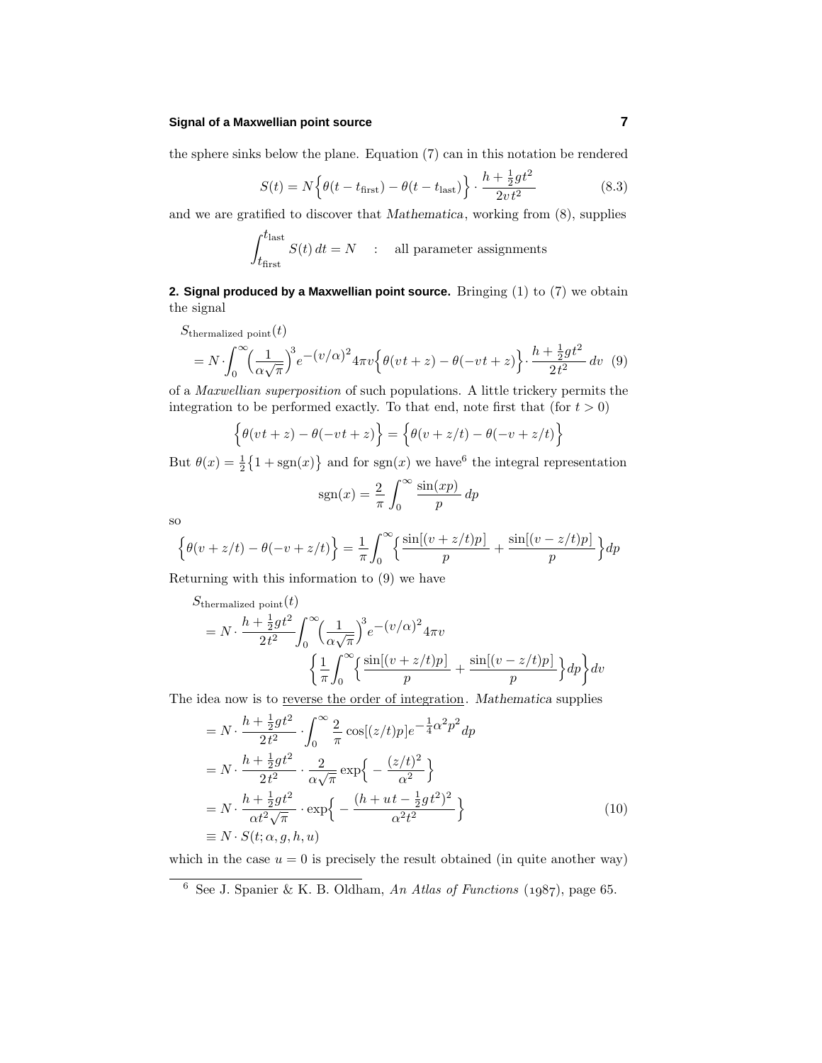the sphere sinks below the plane. Equation (7) can in this notation be rendered

$$S(t) = N\Big\{\theta(t - t_{\text{first}}) - \theta(t - t_{\text{last}})\Big\} \cdot \frac{h + \frac{1}{2}gt^2}{2vt^2} \tag{8.3}$$

and we are gratified to discover that *Mathematica*, working from (8), supplies

$$\int_{t_{\text{first}}}^{t_{\text{last}}} S(t)\, dt = N \quad : \quad \text{all parameter assignments}$$

**2. Signal produced by a Maxwellian point source.** Bringing (1) to (7) we obtain the signal

$$\begin{aligned} &S_{\text{thermalized point}}(t) \\ &= N \cdot \int_0^\infty \Big(\frac{1}{\alpha\sqrt{\pi}}\Big)^3 e^{-(v/\alpha)^2} 4\pi v \Big\{\theta(vt + z) - \theta(-vt + z)\Big\} \cdot \frac{h + \frac{1}{2}gt^2}{2t^2}\, dv \end{aligned} \tag{9}$$

of a *Maxwellian superposition* of such populations. A little trickery permits the integration to be performed exactly. To that end, note first that (for $t > 0$)

$$\Big\{\theta(vt + z) - \theta(-vt + z)\Big\} = \Big\{\theta(v + z/t) - \theta(-v + z/t)\Big\}$$

But $\theta(x) = \frac{1}{2}\big\{1 + \text{sgn}(x)\big\}$ and for $\text{sgn}(x)$ we have[6] the integral representation

$$\text{sgn}(x) = \frac{2}{\pi}\int_0^\infty \frac{\sin(xp)}{p}\, dp$$

so

$$\Big\{\theta(v + z/t) - \theta(-v + z/t)\Big\} = \frac{1}{\pi}\int_0^\infty \Big\{\frac{\sin[(v + z/t)p]}{p} + \frac{\sin[(v - z/t)p]}{p}\Big\} dp$$

Returning with this information to (9) we have

$$\begin{aligned} &S_{\text{thermalized point}}(t) \\ &= N \cdot \frac{h + \frac{1}{2}gt^2}{2t^2}\int_0^\infty \Big(\frac{1}{\alpha\sqrt{\pi}}\Big)^3 e^{-(v/\alpha)^2} 4\pi v \\ &\qquad\qquad \Big\{\frac{1}{\pi}\int_0^\infty \Big\{\frac{\sin[(v + z/t)p]}{p} + \frac{\sin[(v - z/t)p]}{p}\Big\} dp\Big\} dv \end{aligned}$$

The idea now is to <u>reverse the order of integration</u>. *Mathematica* supplies

$$\begin{aligned} &= N \cdot \frac{h + \frac{1}{2}gt^2}{2t^2} \cdot \int_0^\infty \frac{2}{\pi}\cos[(z/t)p] e^{-\frac{1}{4}\alpha^2 p^2} dp \\ &= N \cdot \frac{h + \frac{1}{2}gt^2}{2t^2} \cdot \frac{2}{\alpha\sqrt{\pi}} \exp\Big\{-\frac{(z/t)^2}{\alpha^2}\Big\} \\ &= N \cdot \frac{h + \frac{1}{2}gt^2}{\alpha t^2\sqrt{\pi}} \cdot \exp\Big\{-\frac{(h + ut - \frac{1}{2}gt^2)^2}{\alpha^2 t^2}\Big\} \\ &\equiv N \cdot S(t; \alpha, g, h, u) \end{aligned} \tag{10}$$

which in the case $u = 0$ is precisely the result obtained (in quite another way)

[6] See J. Spanier & K. B. Oldham, *An Atlas of Functions* (1987), page 65.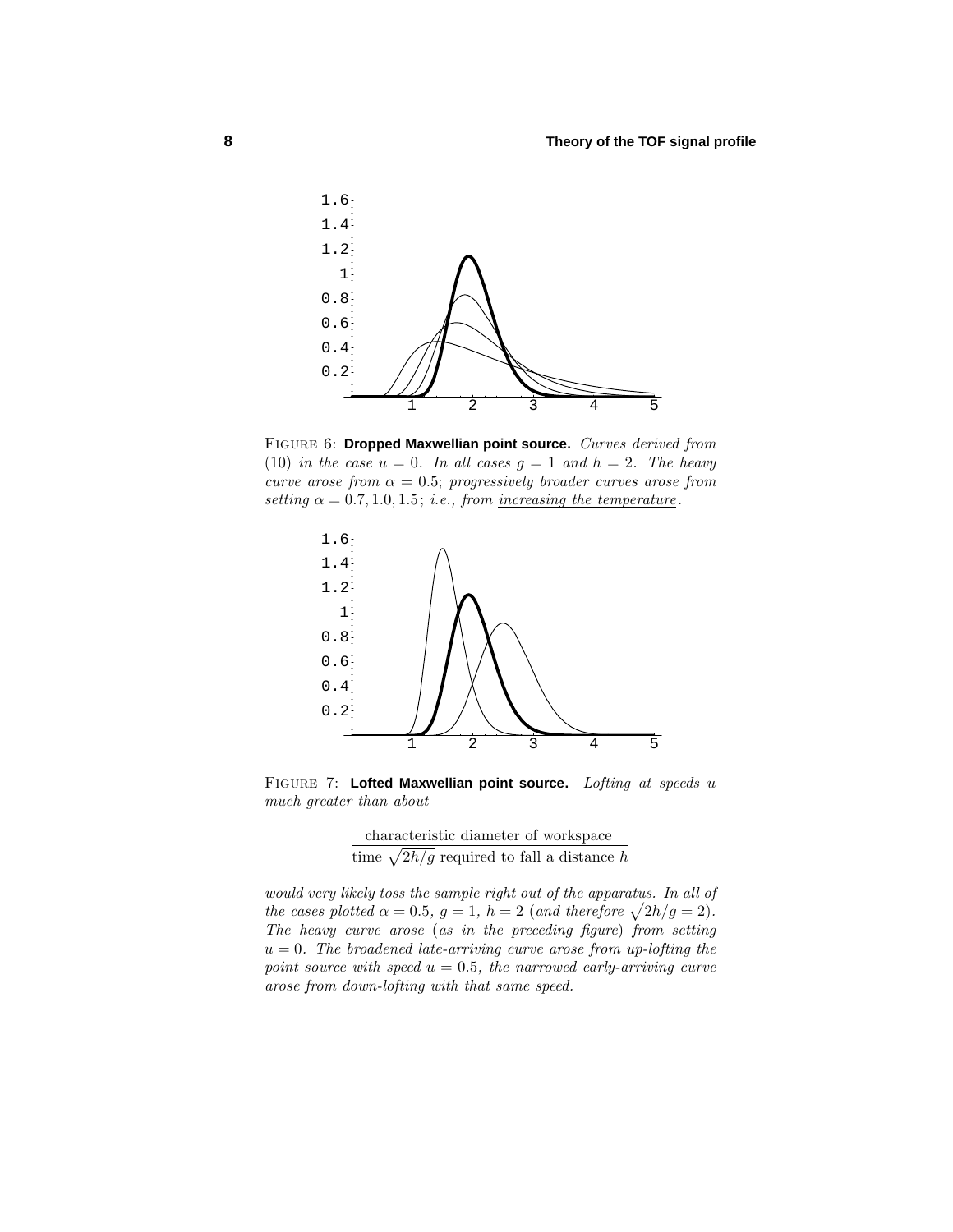FIGURE 6: **Dropped Maxwellian point source.** *Curves derived from* (10) *in the case $u = 0$. In all cases $g = 1$ and $h = 2$. The heavy curve arose from $\alpha = 0.5$; progressively broader curves arose from setting $\alpha = 0.7, 1.0, 1.5$; i.e., from increasing the temperature.*

FIGURE 7: **Lofted Maxwellian point source.** *Lofting at speeds $u$ much greater than about*

$$\frac{\text{characteristic diameter of workspace}}{\text{time } \sqrt{2h/g} \text{ required to fall a distance } h}$$

*would very likely toss the sample right out of the apparatus. In all of the cases plotted $\alpha = 0.5$, $g = 1$, $h = 2$ (and therefore $\sqrt{2h/g} = 2$). The heavy curve arose (as in the preceding figure) from setting $u = 0$. The broadened late-arriving curve arose from up-lofting the point source with speed $u = 0.5$, the narrowed early-arriving curve arose from down-lofting with that same speed.*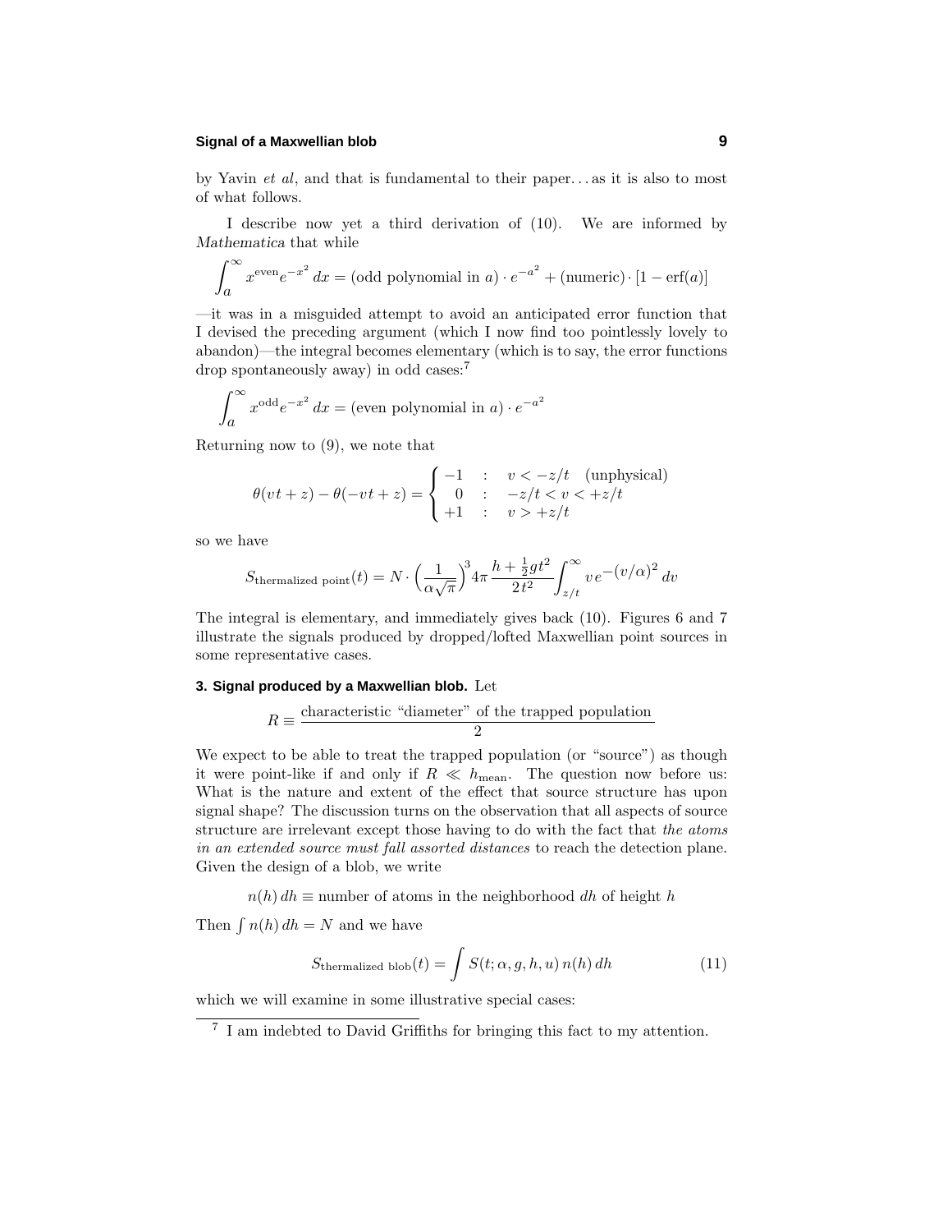by Yavin *et al*, and that is fundamental to their paper. . . as it is also to most of what follows.

I describe now yet a third derivation of (10). We are informed by *Mathematica* that while

$$\int_a^\infty x^{\text{even}} e^{-x^2}\,dx = (\text{odd polynomial in } a)\cdot e^{-a^2} + (\text{numeric})\cdot[1-\text{erf}(a)]$$

—it was in a misguided attempt to avoid an anticipated error function that I devised the preceding argument (which I now find too pointlessly lovely to abandon)—the integral becomes elementary (which is to say, the error functions drop spontaneously away) in odd cases:[7]

$$\int_a^\infty x^{\text{odd}} e^{-x^2}\,dx = (\text{even polynomial in } a)\cdot e^{-a^2}$$

Returning now to (9), we note that

$$\theta(vt+z)-\theta(-vt+z) = \begin{cases} -1 & : \quad v < -z/t \quad (\text{unphysical}) \\ \phantom{-}0 & : \quad -z/t < v < +z/t \\ +1 & : \quad v > +z/t \end{cases}$$

so we have

$$S_{\text{thermalized point}}(t) = N\cdot\Big(\frac{1}{\alpha\sqrt{\pi}}\Big)^3 4\pi\,\frac{h+\frac{1}{2}gt^2}{2t^2}\int_{z/t}^\infty v\,e^{-(v/\alpha)^2}\,dv$$

The integral is elementary, and immediately gives back (10). Figures 6 and 7 illustrate the signals produced by dropped/lofted Maxwellian point sources in some representative cases.

**3. Signal produced by a Maxwellian blob.** Let

$$R \equiv \frac{\text{characteristic "diameter" of the trapped population}}{2}$$

We expect to be able to treat the trapped population (or "source") as though it were point-like if and only if $R \ll h_{\text{mean}}$. The question now before us: What is the nature and extent of the effect that source structure has upon signal shape? The discussion turns on the observation that all aspects of source structure are irrelevant except those having to do with the fact that *the atoms in an extended source must fall assorted distances* to reach the detection plane. Given the design of a blob, we write

$$n(h)\,dh \equiv \text{number of atoms in the neighborhood } dh \text{ of height } h$$

Then $\int n(h)\,dh = N$ and we have

$$S_{\text{thermalized blob}}(t) = \int S(t;\alpha,g,h,u)\,n(h)\,dh \tag{11}$$

which we will examine in some illustrative special cases:

---

[7] I am indebted to David Griffiths for bringing this fact to my attention.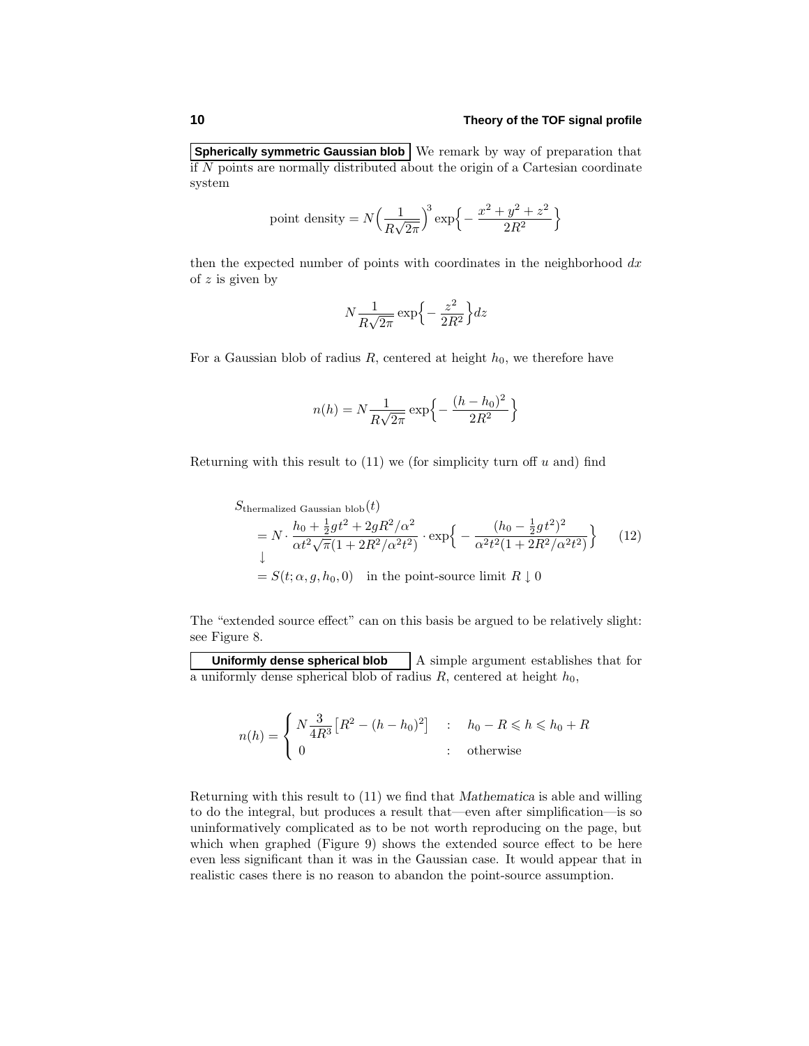**Spherically symmetric Gaussian blob** We remark by way of preparation that if $N$ points are normally distributed about the origin of a Cartesian coordinate system

$$\text{point density} = N\Big(\frac{1}{R\sqrt{2\pi}}\Big)^3 \exp\Big\{-\frac{x^2+y^2+z^2}{2R^2}\Big\}$$

then the expected number of points with coordinates in the neighborhood $dx$ of $z$ is given by

$$N\frac{1}{R\sqrt{2\pi}}\exp\Big\{-\frac{z^2}{2R^2}\Big\}dz$$

For a Gaussian blob of radius $R$, centered at height $h_0$, we therefore have

$$n(h) = N\frac{1}{R\sqrt{2\pi}}\exp\Big\{-\frac{(h-h_0)^2}{2R^2}\Big\}$$

Returning with this result to (11) we (for simplicity turn off $u$ and) find

$$\begin{aligned}
&S_{\text{thermalized Gaussian blob}}(t)\\
&\quad = N\cdot\frac{h_0+\frac{1}{2}gt^2+2gR^2/\alpha^2}{\alpha t^2\sqrt{\pi}(1+2R^2/\alpha^2t^2)}\cdot\exp\Big\{-\frac{(h_0-\frac{1}{2}gt^2)^2}{\alpha^2t^2(1+2R^2/\alpha^2t^2)}\Big\} \qquad (12)\\
&\quad \downarrow\\
&\quad = S(t;\alpha,g,h_0,0) \quad \text{in the point-source limit } R\downarrow 0
\end{aligned}$$

The "extended source effect" can on this basis be argued to be relatively slight: see Figure 8.

**Uniformly dense spherical blob** A simple argument establishes that for a uniformly dense spherical blob of radius $R$, centered at height $h_0$,

$$n(h) = \begin{cases} N\dfrac{3}{4R^3}\big[R^2-(h-h_0)^2\big] & : \quad h_0-R\leqslant h\leqslant h_0+R\\ 0 & : \quad \text{otherwise}\end{cases}$$

Returning with this result to (11) we find that *Mathematica* is able and willing to do the integral, but produces a result that—even after simplification—is so uninformatively complicated as to be not worth reproducing on the page, but which when graphed (Figure 9) shows the extended source effect to be here even less significant than it was in the Gaussian case. It would appear that in realistic cases there is no reason to abandon the point-source assumption.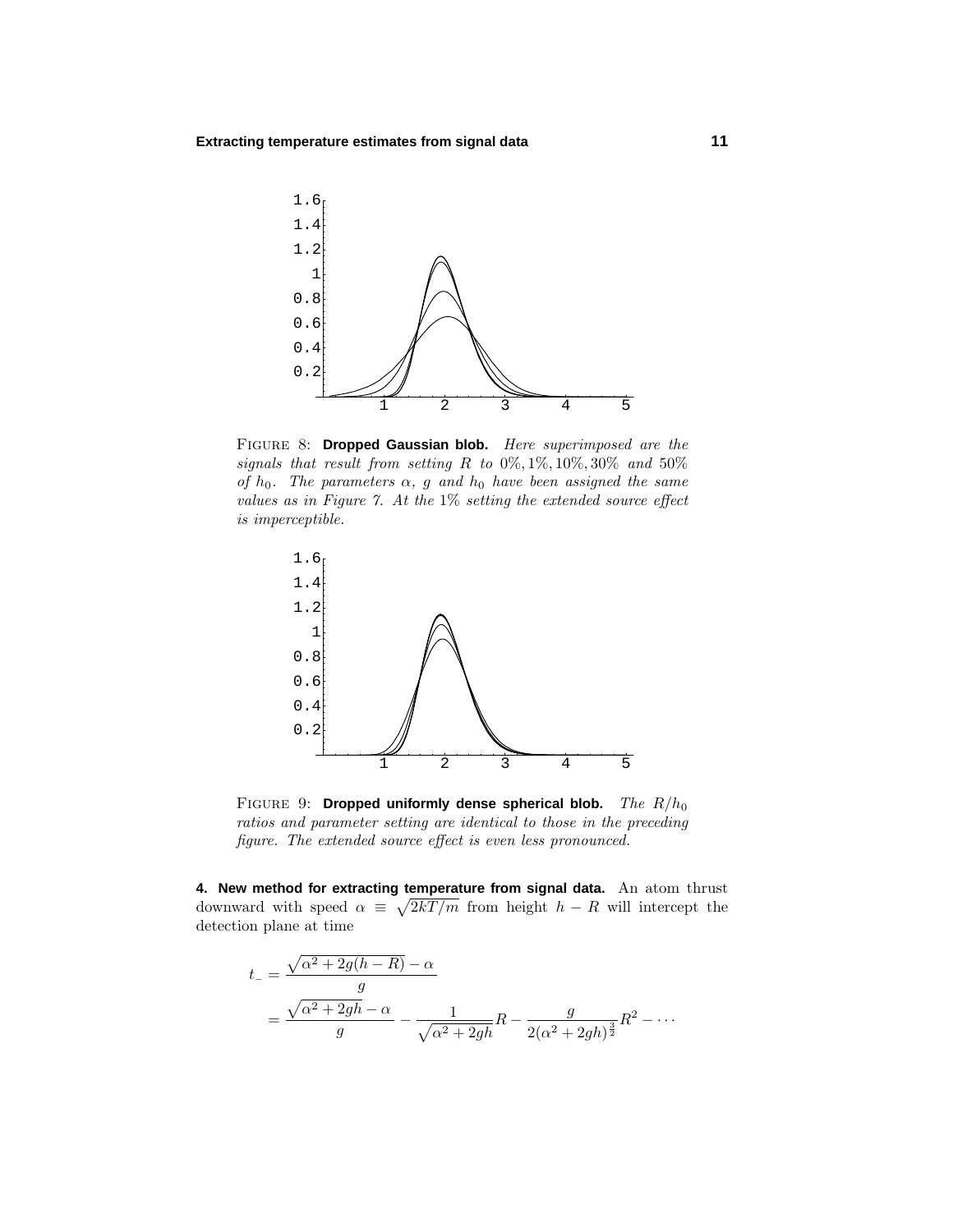FIGURE 8: **Dropped Gaussian blob.** *Here superimposed are the signals that result from setting $R$ to $0\%, 1\%, 10\%, 30\%$ and $50\%$ of $h_0$. The parameters $\alpha$, $g$ and $h_0$ have been assigned the same values as in Figure 7. At the $1\%$ setting the extended source effect is imperceptible.*

FIGURE 9: **Dropped uniformly dense spherical blob.** *The $R/h_0$ ratios and parameter setting are identical to those in the preceding figure. The extended source effect is even less pronounced.*

**4. New method for extracting temperature from signal data.** An atom thrust downward with speed $\alpha \equiv \sqrt{2kT/m}$ from height $h - R$ will intercept the detection plane at time

$$
\begin{aligned}
t_- &= \frac{\sqrt{\alpha^2 + 2g(h-R)} - \alpha}{g} \\
&= \frac{\sqrt{\alpha^2 + 2gh} - \alpha}{g} - \frac{1}{\sqrt{\alpha^2 + 2gh}} R - \frac{g}{2(\alpha^2 + 2gh)^{\frac{3}{2}}} R^2 - \cdots
\end{aligned}
$$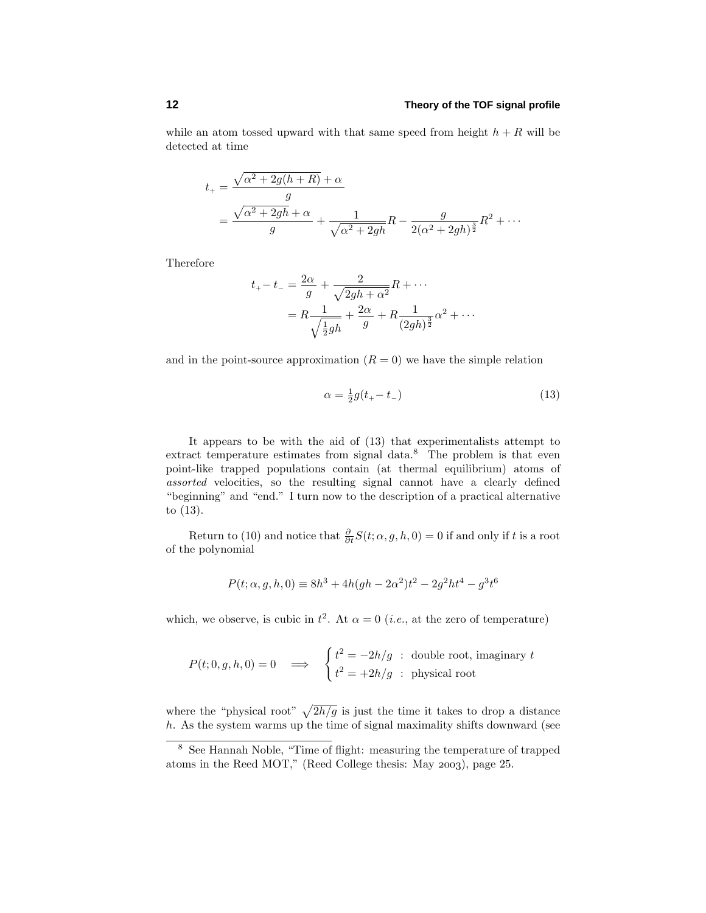while an atom tossed upward with that same speed from height $h + R$ will be detected at time

$$
\begin{aligned}
t_+ &= \frac{\sqrt{\alpha^2 + 2g(h+R)} + \alpha}{g} \\
&= \frac{\sqrt{\alpha^2 + 2gh} + \alpha}{g} + \frac{1}{\sqrt{\alpha^2 + 2gh}} R - \frac{g}{2(\alpha^2 + 2gh)^{\frac{3}{2}}} R^2 + \cdots
\end{aligned}
$$

Therefore

$$
\begin{aligned}
t_+ - t_- &= \frac{2\alpha}{g} + \frac{2}{\sqrt{2gh + \alpha^2}} R + \cdots \\
&= R \frac{1}{\sqrt{\frac{1}{2}gh}} + \frac{2\alpha}{g} + R \frac{1}{(2gh)^{\frac{3}{2}}} \alpha^2 + \cdots
\end{aligned}
$$

and in the point-source approximation ($R = 0$) we have the simple relation

$$
\alpha = \tfrac{1}{2} g (t_+ - t_-) \tag{13}
$$

It appears to be with the aid of (13) that experimentalists attempt to extract temperature estimates from signal data.[8] The problem is that even point-like trapped populations contain (at thermal equilibrium) atoms of *assorted* velocities, so the resulting signal cannot have a clearly defined "beginning" and "end." I turn now to the description of a practical alternative to (13).

Return to (10) and notice that $\frac{\partial}{\partial t} S(t; \alpha, g, h, 0) = 0$ if and only if $t$ is a root of the polynomial

$$
P(t; \alpha, g, h, 0) \equiv 8h^3 + 4h(gh - 2\alpha^2)t^2 - 2g^2 h t^4 - g^3 t^6
$$

which, we observe, is cubic in $t^2$. At $\alpha = 0$ (*i.e.*, at the zero of temperature)

$$
P(t; 0, g, h, 0) = 0 \quad \Longrightarrow \quad \begin{cases} t^2 = -2h/g \ : \ \text{double root, imaginary } t \\ t^2 = +2h/g \ : \ \text{physical root} \end{cases}
$$

where the "physical root" $\sqrt{2h/g}$ is just the time it takes to drop a distance $h$. As the system warms up the time of signal maximality shifts downward (see

[8] See Hannah Noble, "Time of flight: measuring the temperature of trapped atoms in the Reed MOT," (Reed College thesis: May 2003), page 25.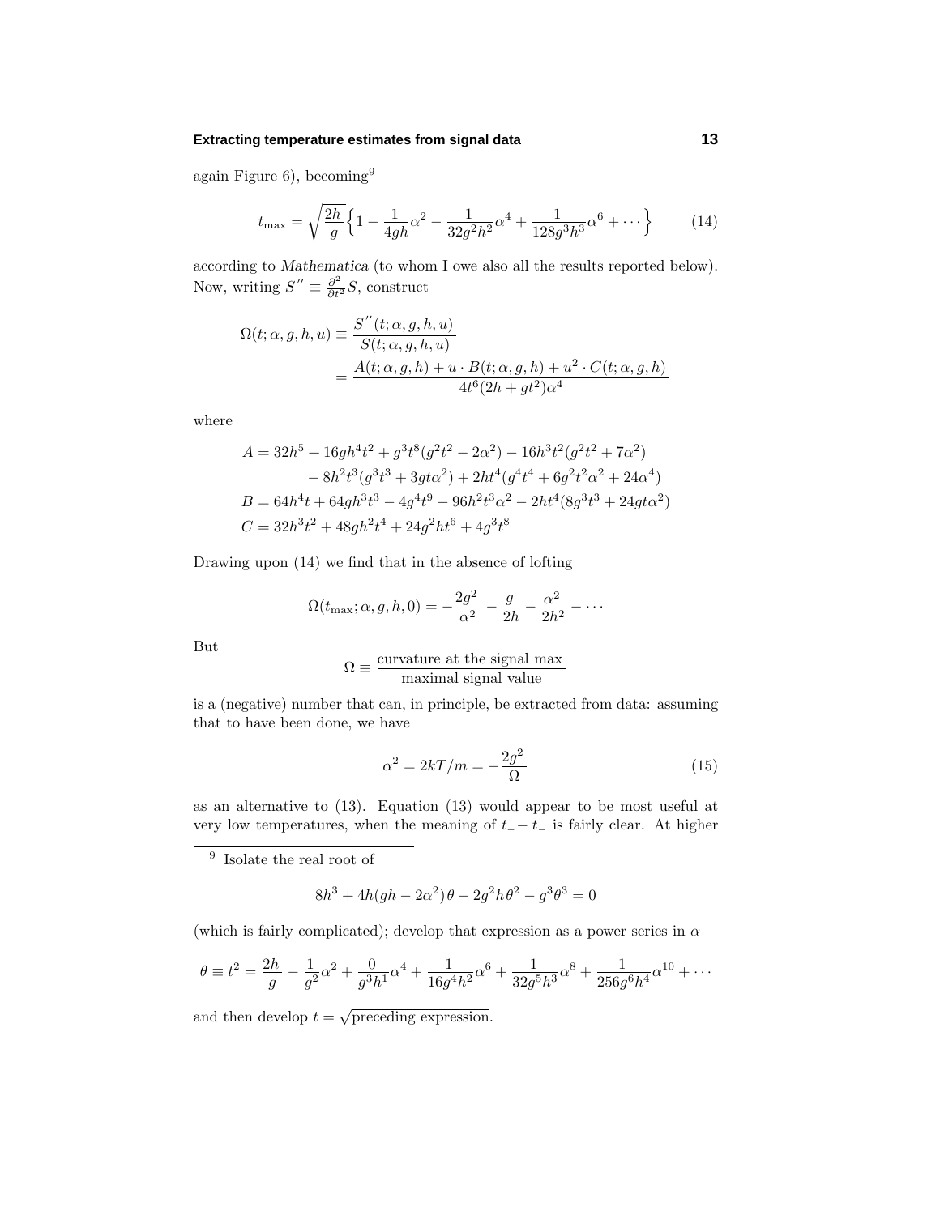again Figure 6), becoming[9]

$$t_{\max} = \sqrt{\frac{2h}{g}}\Big\{1 - \frac{1}{4gh}\alpha^2 - \frac{1}{32g^2h^2}\alpha^4 + \frac{1}{128g^3h^3}\alpha^6 + \cdots\Big\} \tag{14}$$

according to *Mathematica* (to whom I owe also all the results reported below). Now, writing $S'' \equiv \frac{\partial^2}{\partial t^2}S$, construct

$$\begin{aligned}
\Omega(t;\alpha,g,h,u) &\equiv \frac{S''(t;\alpha,g,h,u)}{S(t;\alpha,g,h,u)}\\
&= \frac{A(t;\alpha,g,h) + u\cdot B(t;\alpha,g,h) + u^2\cdot C(t;\alpha,g,h)}{4t^6(2h+gt^2)\alpha^4}
\end{aligned}$$

where

$$\begin{aligned}
A &= 32h^5 + 16gh^4t^2 + g^3t^8(g^2t^2 - 2\alpha^2) - 16h^3t^2(g^2t^2 + 7\alpha^2)\\
&\quad - 8h^2t^3(g^3t^3 + 3gt\alpha^2) + 2ht^4(g^4t^4 + 6g^2t^2\alpha^2 + 24\alpha^4)\\
B &= 64h^4t + 64gh^3t^3 - 4g^4t^9 - 96h^2t^3\alpha^2 - 2ht^4(8g^3t^3 + 24gt\alpha^2)\\
C &= 32h^3t^2 + 48gh^2t^4 + 24g^2ht^6 + 4g^3t^8
\end{aligned}$$

Drawing upon (14) we find that in the absence of lofting

$$\Omega(t_{\max};\alpha,g,h,0) = -\frac{2g^2}{\alpha^2} - \frac{g}{2h} - \frac{\alpha^2}{2h^2} - \cdots$$

But

$$\Omega \equiv \frac{\text{curvature at the signal max}}{\text{maximal signal value}}$$

is a (negative) number that can, in principle, be extracted from data: assuming that to have been done, we have

$$\alpha^2 = 2kT/m = -\frac{2g^2}{\Omega} \tag{15}$$

as an alternative to (13). Equation (13) would appear to be most useful at very low temperatures, when the meaning of $t_+ - t_-$ is fairly clear. At higher

---

[9] Isolate the real root of

$$8h^3 + 4h(gh - 2\alpha^2)\theta - 2g^2h\,\theta^2 - g^3\theta^3 = 0$$

(which is fairly complicated); develop that expression as a power series in $\alpha$

$$\theta \equiv t^2 = \frac{2h}{g} - \frac{1}{g^2}\alpha^2 + \frac{0}{g^3h^1}\alpha^4 + \frac{1}{16g^4h^2}\alpha^6 + \frac{1}{32g^5h^3}\alpha^8 + \frac{1}{256g^6h^4}\alpha^{10} + \cdots$$

and then develop $t = \sqrt{\text{preceding expression}}$.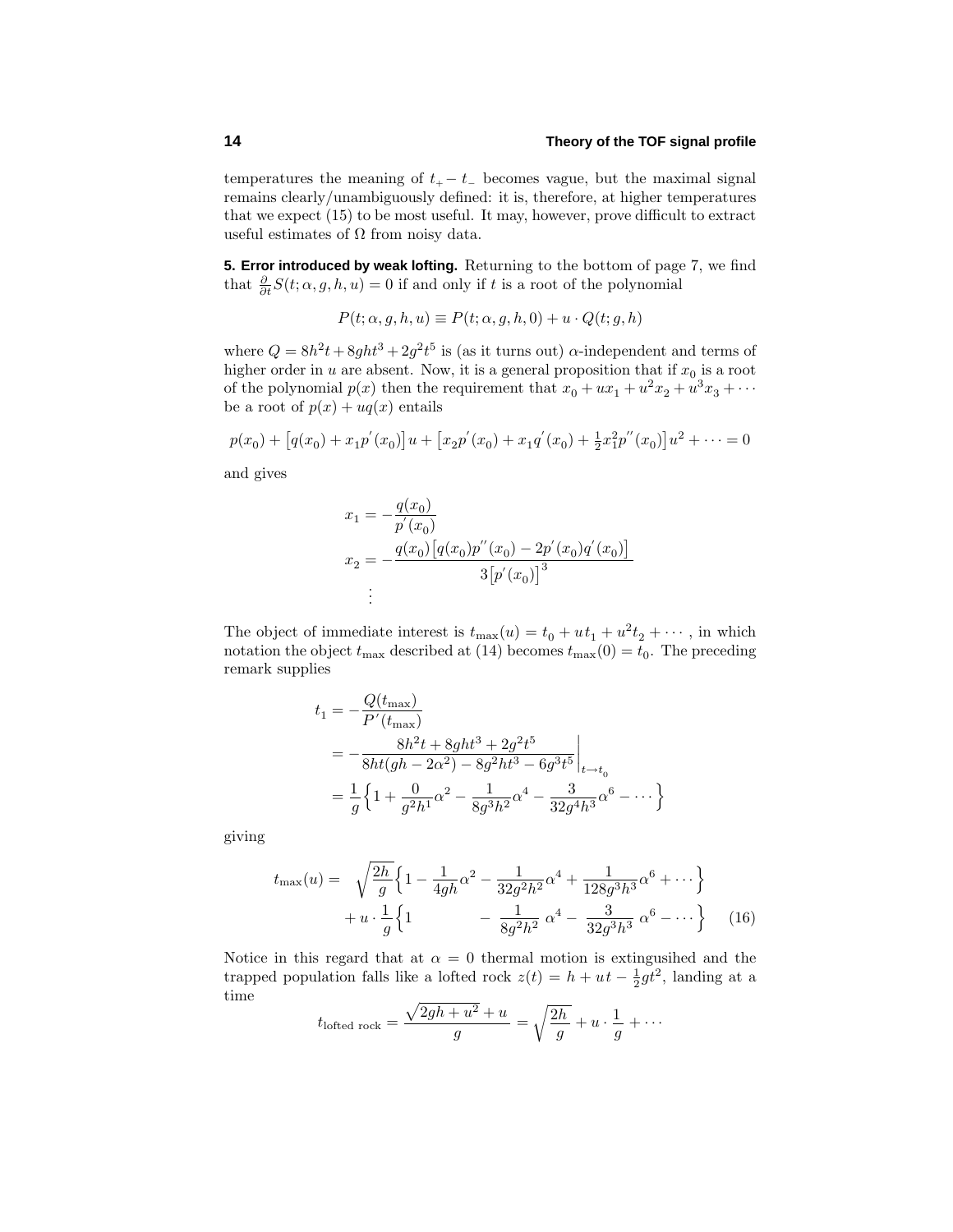temperatures the meaning of $t_+ - t_-$ becomes vague, but the maximal signal remains clearly/unambiguously defined: it is, therefore, at higher temperatures that we expect (15) to be most useful. It may, however, prove difficult to extract useful estimates of $\Omega$ from noisy data.

**5. Error introduced by weak lofting.** Returning to the bottom of page 7, we find that $\frac{\partial}{\partial t}S(t;\alpha,g,h,u) = 0$ if and only if $t$ is a root of the polynomial

$$P(t;\alpha,g,h,u) \equiv P(t;\alpha,g,h,0) + u\cdot Q(t;g,h)$$

where $Q = 8h^2t + 8ght^3 + 2g^2t^5$ is (as it turns out) $\alpha$-independent and terms of higher order in $u$ are absent. Now, it is a general proposition that if $x_0$ is a root of the polynomial $p(x)$ then the requirement that $x_0 + ux_1 + u^2x_2 + u^3x_3 + \cdots$ be a root of $p(x) + uq(x)$ entails

$$p(x_0) + \big[q(x_0) + x_1p'(x_0)\big]u + \big[x_2p'(x_0) + x_1q'(x_0) + \tfrac{1}{2}x_1^2p''(x_0)\big]u^2 + \cdots = 0$$

and gives

$$\begin{aligned}
x_1 &= -\frac{q(x_0)}{p'(x_0)}\\
x_2 &= -\frac{q(x_0)\big[q(x_0)p''(x_0) - 2p'(x_0)q'(x_0)\big]}{3\big[p'(x_0)\big]^3}\\
&\;\;\vdots
\end{aligned}$$

The object of immediate interest is $t_{\max}(u) = t_0 + ut_1 + u^2t_2 + \cdots$, in which notation the object $t_{\max}$ described at (14) becomes $t_{\max}(0) = t_0$. The preceding remark supplies

$$\begin{aligned}
t_1 &= -\frac{Q(t_{\max})}{P'(t_{\max})}\\
&= -\frac{8h^2t + 8ght^3 + 2g^2t^5}{8ht(gh-2\alpha^2) - 8g^2ht^3 - 6g^3t^5}\bigg|_{t\to t_0}\\
&= \frac{1}{g}\Big\{1 + \frac{0}{g^2h^1}\alpha^2 - \frac{1}{8g^3h^2}\alpha^4 - \frac{3}{32g^4h^3}\alpha^6 - \cdots\Big\}
\end{aligned}$$

giving

$$\begin{aligned}
t_{\max}(u) = &\;\sqrt{\frac{2h}{g}}\Big\{1 - \frac{1}{4gh}\alpha^2 - \frac{1}{32g^2h^2}\alpha^4 + \frac{1}{128g^3h^3}\alpha^6 + \cdots\Big\}\\
&+ u\cdot\frac{1}{g}\Big\{1 \qquad\qquad - \frac{1}{8g^2h^2}\,\alpha^4 - \frac{3}{32g^3h^3}\,\alpha^6 - \cdots\Big\}
\end{aligned}\tag{16}$$

Notice in this regard that at $\alpha = 0$ thermal motion is extingusihed and the trapped population falls like a lofted rock $z(t) = h + ut - \frac{1}{2}gt^2$, landing at a time

$$t_{\text{lofted rock}} = \frac{\sqrt{2gh + u^2} + u}{g} = \sqrt{\frac{2h}{g}} + u\cdot\frac{1}{g} + \cdots$$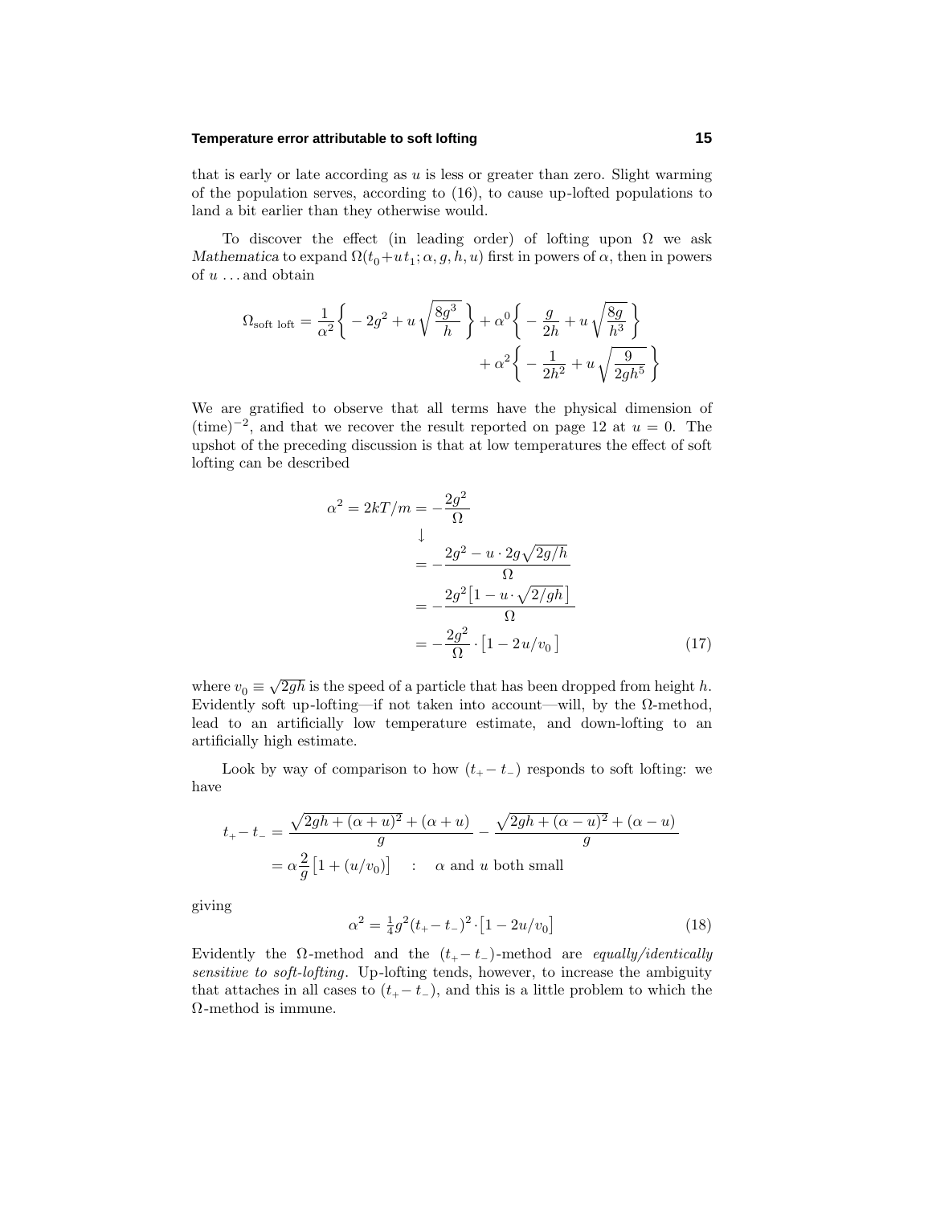that is early or late according as $u$ is less or greater than zero. Slight warming of the population serves, according to (16), to cause up-lofted populations to land a bit earlier than they otherwise would.

To discover the effect (in leading order) of lofting upon $\Omega$ we ask *Mathematica* to expand $\Omega(t_0+u\,t_1;\alpha,g,h,u)$ first in powers of $\alpha$, then in powers of $u$ ... and obtain

$$\Omega_{\text{soft loft}} = \frac{1}{\alpha^2}\Big\{-2g^2 + u\sqrt{\frac{8g^3}{h}}\Big\} + \alpha^0\Big\{-\frac{g}{2h} + u\sqrt{\frac{8g}{h^3}}\Big\} + \alpha^2\Big\{-\frac{1}{2h^2} + u\sqrt{\frac{9}{2gh^5}}\Big\}$$

We are gratified to observe that all terms have the physical dimension of $(\text{time})^{-2}$, and that we recover the result reported on page 12 at $u=0$. The upshot of the preceding discussion is that at low temperatures the effect of soft lofting can be described

$$\begin{aligned}
\alpha^2 = 2kT/m &= -\frac{2g^2}{\Omega}\\
&\quad\downarrow\\
&= -\frac{2g^2 - u\cdot 2g\sqrt{2g/h}}{\Omega}\\
&= -\frac{2g^2\big[1 - u\cdot\sqrt{2/gh}\,\big]}{\Omega}\\
&= -\frac{2g^2}{\Omega}\cdot\big[1-2\,u/v_0\,\big] \qquad (17)
\end{aligned}$$

where $v_0 \equiv \sqrt{2gh}$ is the speed of a particle that has been dropped from height $h$. Evidently soft up-lofting—if not taken into account—will, by the $\Omega$-method, lead to an artificially low temperature estimate, and down-lofting to an artificially high estimate.

Look by way of comparison to how $(t_+ - t_-)$ responds to soft lofting: we have

$$\begin{aligned}
t_+ - t_- &= \frac{\sqrt{2gh + (\alpha+u)^2} + (\alpha+u)}{g} - \frac{\sqrt{2gh + (\alpha-u)^2} + (\alpha-u)}{g}\\
&= \alpha\frac{2}{g}\big[1 + (u/v_0)\big] \quad : \quad \alpha \text{ and } u \text{ both small}
\end{aligned}$$

giving

$$\alpha^2 = \tfrac{1}{4}g^2(t_+ - t_-)^2\cdot\big[1-2u/v_0\big] \qquad (18)$$

Evidently the $\Omega$-method and the $(t_+ - t_-)$-method are *equally/identically sensitive to soft-lofting*. Up-lofting tends, however, to increase the ambiguity that attaches in all cases to $(t_+ - t_-)$, and this is a little problem to which the $\Omega$-method is immune.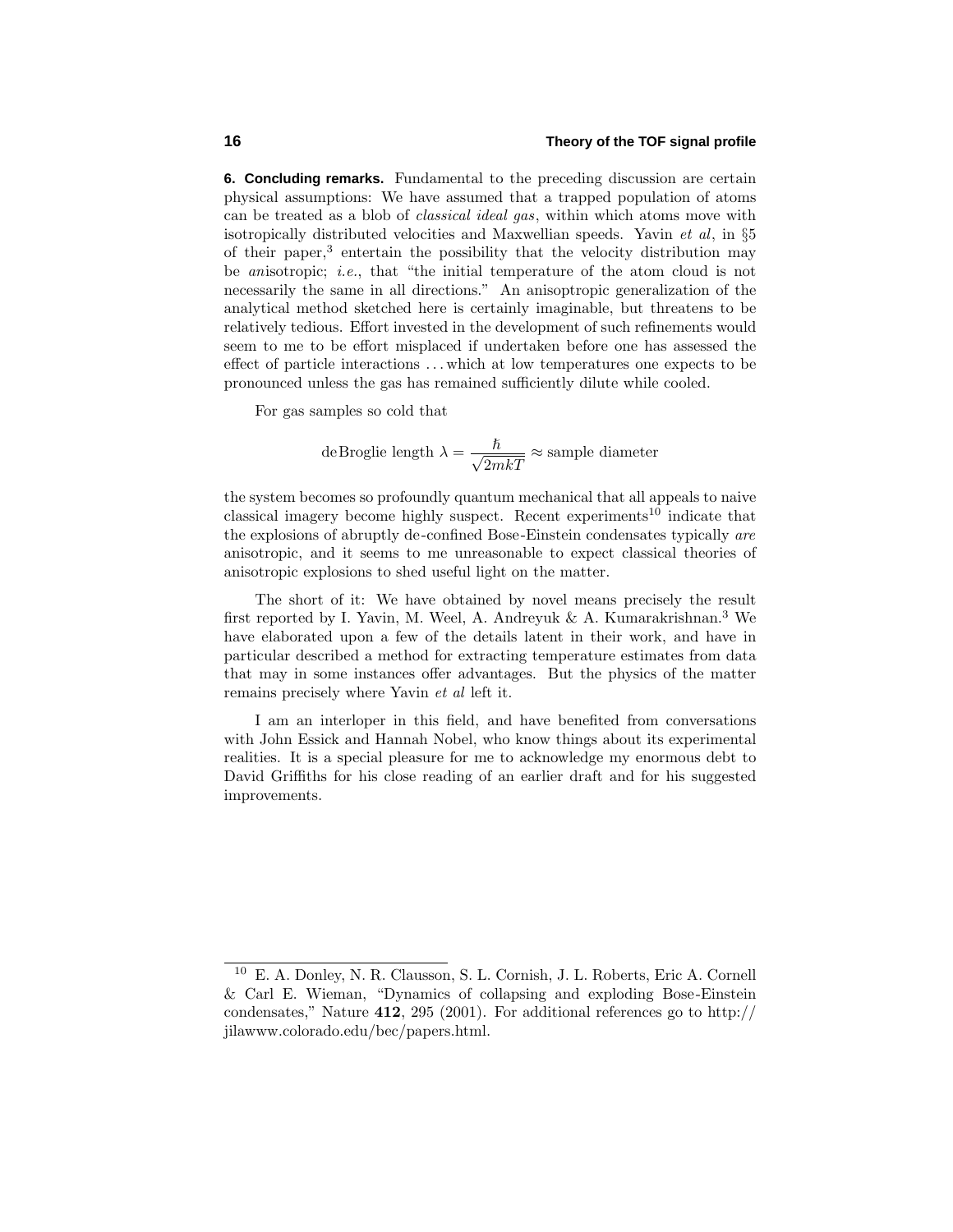**6. Concluding remarks.** Fundamental to the preceding discussion are certain physical assumptions: We have assumed that a trapped population of atoms can be treated as a blob of *classical ideal gas*, within which atoms move with isotropically distributed velocities and Maxwellian speeds. Yavin *et al*, in §5 of their paper,[3] entertain the possibility that the velocity distribution may be *an*isotropic; *i.e.*, that "the initial temperature of the atom cloud is not necessarily the same in all directions." An anisoptropic generalization of the analytical method sketched here is certainly imaginable, but threatens to be relatively tedious. Effort invested in the development of such refinements would seem to me to be effort misplaced if undertaken before one has assessed the effect of particle interactions ... which at low temperatures one expects to be pronounced unless the gas has remained sufficiently dilute while cooled.

For gas samples so cold that

$$\text{deBroglie length } \lambda = \frac{\hbar}{\sqrt{2mkT}} \approx \text{sample diameter}$$

the system becomes so profoundly quantum mechanical that all appeals to naive classical imagery become highly suspect. Recent experiments[10] indicate that the explosions of abruptly de-confined Bose-Einstein condensates typically *are* anisotropic, and it seems to me unreasonable to expect classical theories of anisotropic explosions to shed useful light on the matter.

The short of it: We have obtained by novel means precisely the result first reported by I. Yavin, M. Weel, A. Andreyuk & A. Kumarakrishnan.[3] We have elaborated upon a few of the details latent in their work, and have in particular described a method for extracting temperature estimates from data that may in some instances offer advantages. But the physics of the matter remains precisely where Yavin *et al* left it.

I am an interloper in this field, and have benefited from conversations with John Essick and Hannah Nobel, who know things about its experimental realities. It is a special pleasure for me to acknowledge my enormous debt to David Griffiths for his close reading of an earlier draft and for his suggested improvements.

---

[10] E. A. Donley, N. R. Clausson, S. L. Cornish, J. L. Roberts, Eric A. Cornell & Carl E. Wieman, "Dynamics of collapsing and exploding Bose-Einstein condensates," Nature **412**, 295 (2001). For additional references go to http://jilawww.colorado.edu/bec/papers.html.